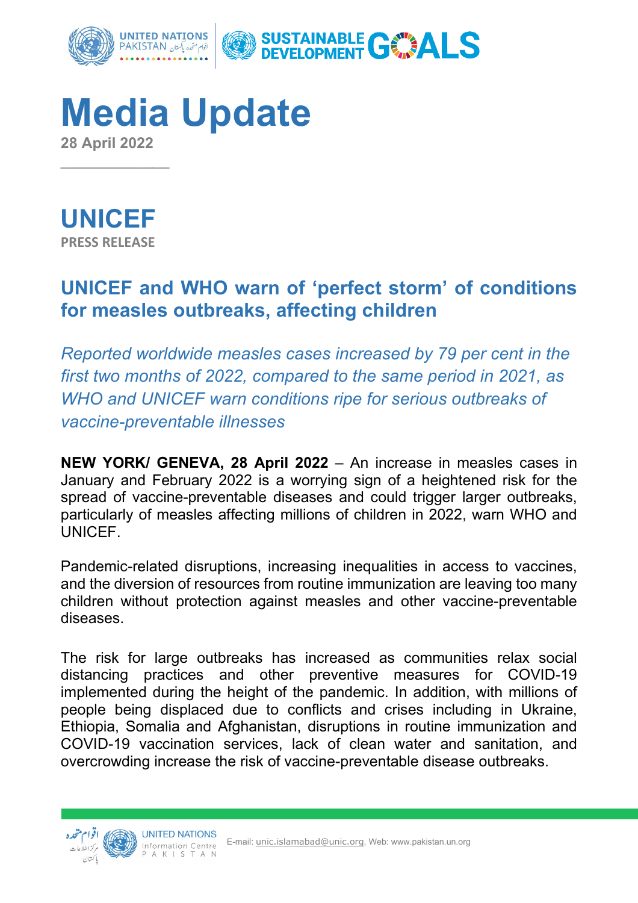# Media Update

**28 April 2022**

## UNICEF

**PRESS RELEASE**

### UNICEF and WHO warn of 'perfect storm' of conditions for measles outbreaks, affecting children

*Reported worldwide measles cases increased by 79 per cent in the first two months of 2022, compared to the same period in 2021, as WHO and UNICEF warn conditions ripe for serious outbreaks of vaccine-preventable illnesses*

**NEW YORK/ GENEVA, 28 April 2022** – An increase in measles cases in January and February 2022 is a worrying sign of a heightened risk for the spread of vaccine-preventable diseases and could trigger larger outbreaks, particularly of measles affecting millions of children in 2022, warn WHO and UNICEF.

Pandemic-related disruptions, increasing inequalities in access to vaccines, and the diversion of resources from routine immunization are leaving too many children without protection against measles and other vaccine-preventable diseases.

The risk for large outbreaks has increased as communities relax social distancing practices and other preventive measures for COVID-19 implemented during the height of the pandemic. In addition, with millions of people being displaced due to conflicts and crises including in Ukraine, Ethiopia, Somalia and Afghanistan, disruptions in routine immunization and COVID-19 vaccination services, lack of clean water and sanitation, and overcrowding increase the risk of vaccine-preventable disease outbreaks.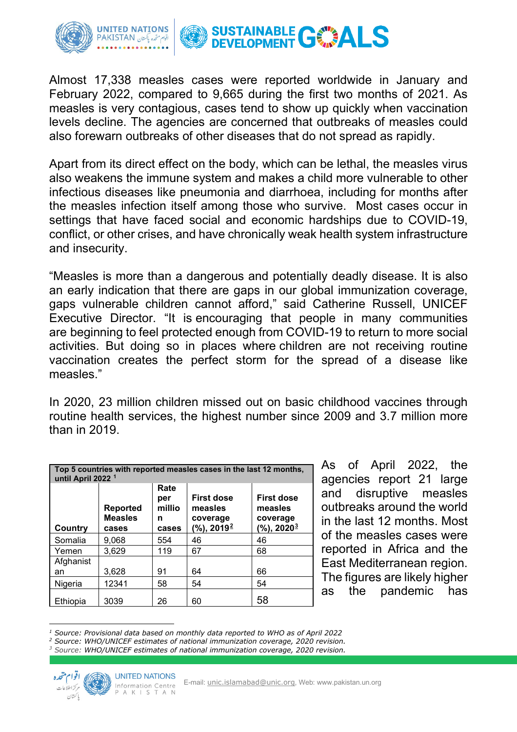Almost 17,338 measles cases were reported worldwide in January and February 2022, compared to 9,665 during the first two months of 2021. As measles is very contagious, cases tend to show up quickly when vaccination levels decline. The agencies are concerned that outbreaks of measles could also forewarn outbreaks of other diseases that do not spread as rapidly.

Apart from its direct effect on the body, which can be lethal, the measles virus also weakens the immune system and makes a child more vulnerable to other infectious diseases like pneumonia and diarrhoea, including for months after the measles infection itself among those who survive. Most cases occur in settings that have faced social and economic hardships due to COVID-19, conflict, or other crises, and have chronically weak health system infrastructure and insecurity.

"Measles is more than a dangerous and potentially deadly disease. It is also an early indication that there are gaps in our global immunization coverage, gaps vulnerable children cannot afford," said Catherine Russell, UNICEF Executive Director. "It is encouraging that people in many communities are beginning to feel protected enough from COVID-19 to return to more social activities. But doing so in places where children are not receiving routine vaccination creates the perfect storm for the spread of a disease like measles."

In 2020, 23 million children missed out on basic childhood vaccines through routine health services, the highest number since 2009 and 3.7 million more than in 2019.

**Top 5 countries with reported measles cases in the last 12 months, until April 2022** [1]

| Country | Reported Measles cases | Rate per million cases | First dose measles coverage (%), 2019[2] | First dose measles coverage (%), 2020[3] |
|---|---|---|---|---|
| Somalia | 9,068 | 554 | 46 | 46 |
| Yemen | 3,629 | 119 | 67 | 68 |
| Afghanistan | 3,628 | 91 | 64 | 66 |
| Nigeria | 12341 | 58 | 54 | 54 |
| Ethiopia | 3039 | 26 | 60 | 58 |

As of April 2022, the agencies report 21 large and disruptive measles outbreaks around the world in the last 12 months. Most of the measles cases were reported in Africa and the East Mediterranean region. The figures are likely higher as the pandemic has

[1] *Source: Provisional data based on monthly data reported to WHO as of April 2022*

[2] *Source: WHO/UNICEF estimates of national immunization coverage, 2020 revision.*

[3] *Source: WHO/UNICEF estimates of national immunization coverage, 2020 revision.*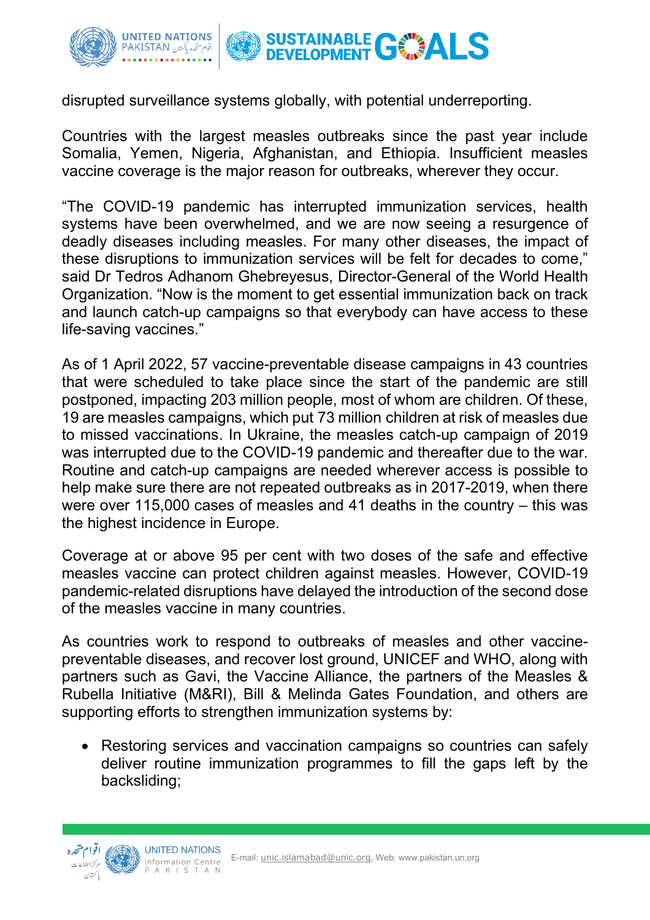disrupted surveillance systems globally, with potential underreporting.

Countries with the largest measles outbreaks since the past year include Somalia, Yemen, Nigeria, Afghanistan, and Ethiopia. Insufficient measles vaccine coverage is the major reason for outbreaks, wherever they occur.

"The COVID-19 pandemic has interrupted immunization services, health systems have been overwhelmed, and we are now seeing a resurgence of deadly diseases including measles. For many other diseases, the impact of these disruptions to immunization services will be felt for decades to come," said Dr Tedros Adhanom Ghebreyesus, Director-General of the World Health Organization. "Now is the moment to get essential immunization back on track and launch catch-up campaigns so that everybody can have access to these life-saving vaccines."

As of 1 April 2022, 57 vaccine-preventable disease campaigns in 43 countries that were scheduled to take place since the start of the pandemic are still postponed, impacting 203 million people, most of whom are children. Of these, 19 are measles campaigns, which put 73 million children at risk of measles due to missed vaccinations. In Ukraine, the measles catch-up campaign of 2019 was interrupted due to the COVID-19 pandemic and thereafter due to the war. Routine and catch-up campaigns are needed wherever access is possible to help make sure there are not repeated outbreaks as in 2017-2019, when there were over 115,000 cases of measles and 41 deaths in the country – this was the highest incidence in Europe.

Coverage at or above 95 per cent with two doses of the safe and effective measles vaccine can protect children against measles. However, COVID-19 pandemic-related disruptions have delayed the introduction of the second dose of the measles vaccine in many countries.

As countries work to respond to outbreaks of measles and other vaccine-preventable diseases, and recover lost ground, UNICEF and WHO, along with partners such as Gavi, the Vaccine Alliance, the partners of the Measles & Rubella Initiative (M&RI), Bill & Melinda Gates Foundation, and others are supporting efforts to strengthen immunization systems by:

- Restoring services and vaccination campaigns so countries can safely deliver routine immunization programmes to fill the gaps left by the backsliding;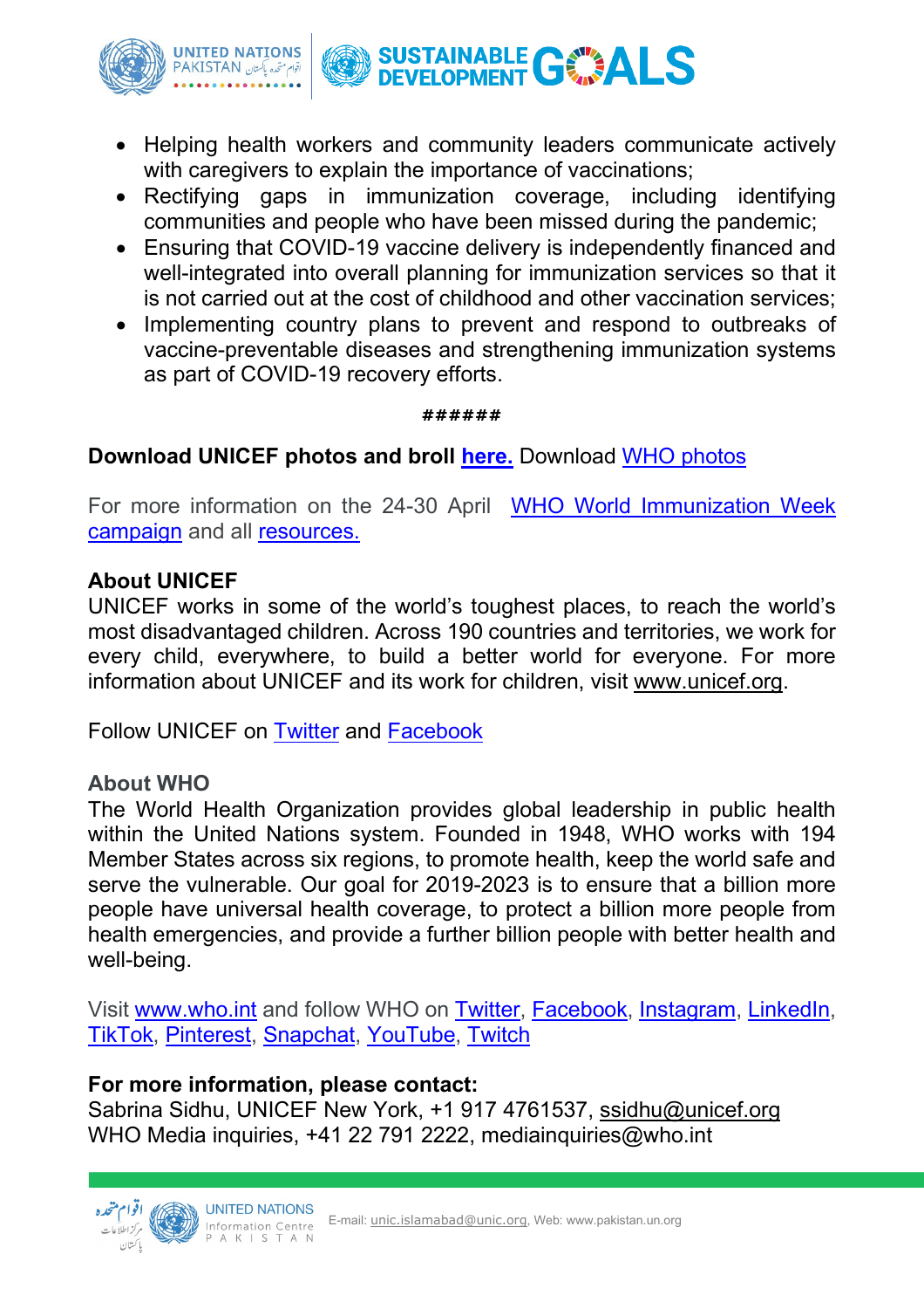- Helping health workers and community leaders communicate actively with caregivers to explain the importance of vaccinations;
- Rectifying gaps in immunization coverage, including identifying communities and people who have been missed during the pandemic;
- Ensuring that COVID-19 vaccine delivery is independently financed and well-integrated into overall planning for immunization services so that it is not carried out at the cost of childhood and other vaccination services;
- Implementing country plans to prevent and respond to outbreaks of vaccine-preventable diseases and strengthening immunization systems as part of COVID-19 recovery efforts.

**######**

**Download UNICEF photos and broll here.** Download WHO photos

For more information on the 24-30 April WHO World Immunization Week campaign and all resources.

**About UNICEF**

UNICEF works in some of the world's toughest places, to reach the world's most disadvantaged children. Across 190 countries and territories, we work for every child, everywhere, to build a better world for everyone. For more information about UNICEF and its work for children, visit www.unicef.org.

Follow UNICEF on Twitter and Facebook

**About WHO**

The World Health Organization provides global leadership in public health within the United Nations system. Founded in 1948, WHO works with 194 Member States across six regions, to promote health, keep the world safe and serve the vulnerable. Our goal for 2019-2023 is to ensure that a billion more people have universal health coverage, to protect a billion more people from health emergencies, and provide a further billion people with better health and well-being.

Visit www.who.int and follow WHO on Twitter, Facebook, Instagram, LinkedIn, TikTok, Pinterest, Snapchat, YouTube, Twitch

**For more information, please contact:**

Sabrina Sidhu, UNICEF New York, +1 917 4761537, ssidhu@unicef.org
WHO Media inquiries, +41 22 791 2222, mediainquiries@who.int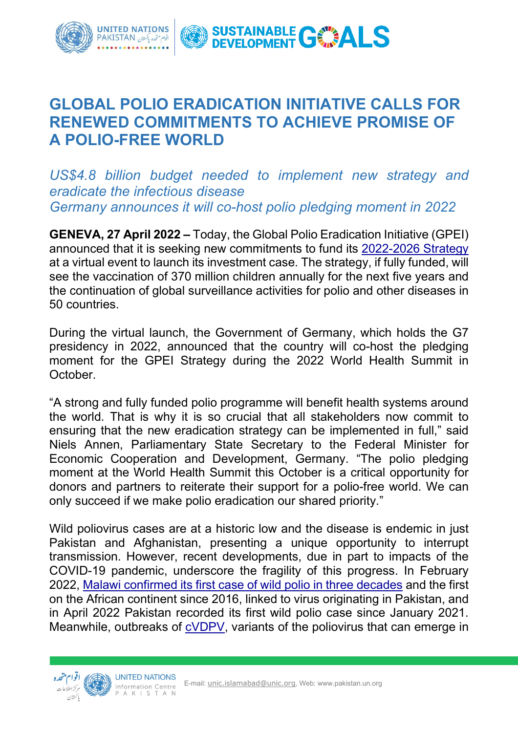# GLOBAL POLIO ERADICATION INITIATIVE CALLS FOR RENEWED COMMITMENTS TO ACHIEVE PROMISE OF A POLIO-FREE WORLD

*US$4.8 billion budget needed to implement new strategy and eradicate the infectious disease*
*Germany announces it will co-host polio pledging moment in 2022*

**GENEVA, 27 April 2022 –** Today, the Global Polio Eradication Initiative (GPEI) announced that it is seeking new commitments to fund its [2022-2026 Strategy] at a virtual event to launch its investment case. The strategy, if fully funded, will see the vaccination of 370 million children annually for the next five years and the continuation of global surveillance activities for polio and other diseases in 50 countries.

During the virtual launch, the Government of Germany, which holds the G7 presidency in 2022, announced that the country will co-host the pledging moment for the GPEI Strategy during the 2022 World Health Summit in October.

"A strong and fully funded polio programme will benefit health systems around the world. That is why it is so crucial that all stakeholders now commit to ensuring that the new eradication strategy can be implemented in full," said Niels Annen, Parliamentary State Secretary to the Federal Minister for Economic Cooperation and Development, Germany. "The polio pledging moment at the World Health Summit this October is a critical opportunity for donors and partners to reiterate their support for a polio-free world. We can only succeed if we make polio eradication our shared priority."

Wild poliovirus cases are at a historic low and the disease is endemic in just Pakistan and Afghanistan, presenting a unique opportunity to interrupt transmission. However, recent developments, due in part to impacts of the COVID-19 pandemic, underscore the fragility of this progress. In February 2022, Malawi confirmed its first case of wild polio in three decades and the first on the African continent since 2016, linked to virus originating in Pakistan, and in April 2022 Pakistan recorded its first wild polio case since January 2021. Meanwhile, outbreaks of cVDPV, variants of the poliovirus that can emerge in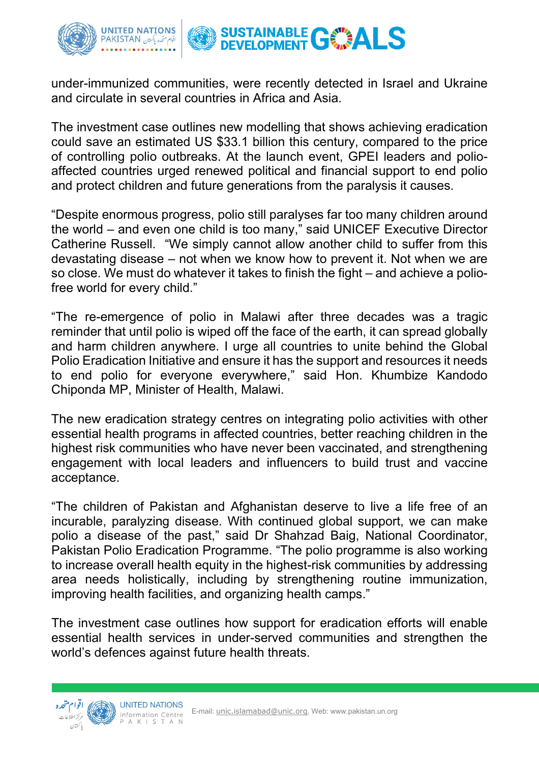under-immunized communities, were recently detected in Israel and Ukraine and circulate in several countries in Africa and Asia.

The investment case outlines new modelling that shows achieving eradication could save an estimated US $33.1 billion this century, compared to the price of controlling polio outbreaks. At the launch event, GPEI leaders and polio-affected countries urged renewed political and financial support to end polio and protect children and future generations from the paralysis it causes.

"Despite enormous progress, polio still paralyses far too many children around the world – and even one child is too many," said UNICEF Executive Director Catherine Russell. "We simply cannot allow another child to suffer from this devastating disease – not when we know how to prevent it. Not when we are so close. We must do whatever it takes to finish the fight – and achieve a polio-free world for every child."

"The re-emergence of polio in Malawi after three decades was a tragic reminder that until polio is wiped off the face of the earth, it can spread globally and harm children anywhere. I urge all countries to unite behind the Global Polio Eradication Initiative and ensure it has the support and resources it needs to end polio for everyone everywhere," said Hon. Khumbize Kandodo Chiponda MP, Minister of Health, Malawi.

The new eradication strategy centres on integrating polio activities with other essential health programs in affected countries, better reaching children in the highest risk communities who have never been vaccinated, and strengthening engagement with local leaders and influencers to build trust and vaccine acceptance.

"The children of Pakistan and Afghanistan deserve to live a life free of an incurable, paralyzing disease. With continued global support, we can make polio a disease of the past," said Dr Shahzad Baig, National Coordinator, Pakistan Polio Eradication Programme. "The polio programme is also working to increase overall health equity in the highest-risk communities by addressing area needs holistically, including by strengthening routine immunization, improving health facilities, and organizing health camps."

The investment case outlines how support for eradication efforts will enable essential health services in under-served communities and strengthen the world's defences against future health threats.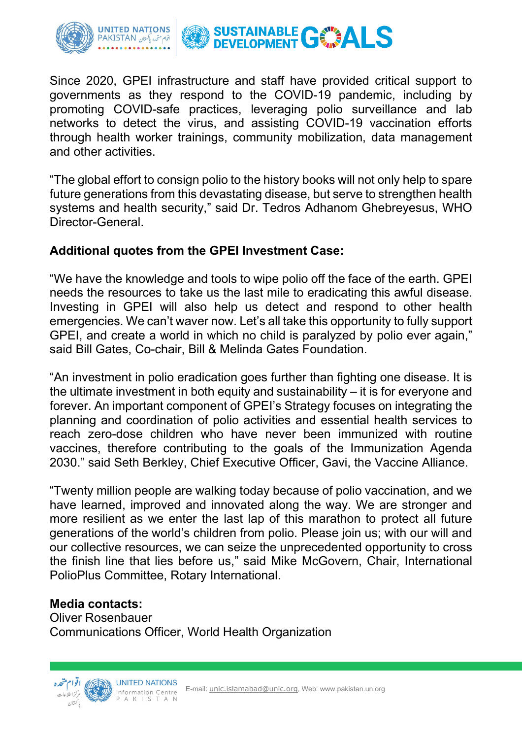Since 2020, GPEI infrastructure and staff have provided critical support to governments as they respond to the COVID-19 pandemic, including by promoting COVID-safe practices, leveraging polio surveillance and lab networks to detect the virus, and assisting COVID-19 vaccination efforts through health worker trainings, community mobilization, data management and other activities.

“The global effort to consign polio to the history books will not only help to spare future generations from this devastating disease, but serve to strengthen health systems and health security,” said Dr. Tedros Adhanom Ghebreyesus, WHO Director-General.

**Additional quotes from the GPEI Investment Case:**

“We have the knowledge and tools to wipe polio off the face of the earth. GPEI needs the resources to take us the last mile to eradicating this awful disease. Investing in GPEI will also help us detect and respond to other health emergencies. We can’t waver now. Let’s all take this opportunity to fully support GPEI, and create a world in which no child is paralyzed by polio ever again,” said Bill Gates, Co-chair, Bill & Melinda Gates Foundation.

“An investment in polio eradication goes further than fighting one disease. It is the ultimate investment in both equity and sustainability – it is for everyone and forever. An important component of GPEI’s Strategy focuses on integrating the planning and coordination of polio activities and essential health services to reach zero-dose children who have never been immunized with routine vaccines, therefore contributing to the goals of the Immunization Agenda 2030.” said Seth Berkley, Chief Executive Officer, Gavi, the Vaccine Alliance.

“Twenty million people are walking today because of polio vaccination, and we have learned, improved and innovated along the way. We are stronger and more resilient as we enter the last lap of this marathon to protect all future generations of the world’s children from polio. Please join us; with our will and our collective resources, we can seize the unprecedented opportunity to cross the finish line that lies before us,” said Mike McGovern, Chair, International PolioPlus Committee, Rotary International.

**Media contacts:**
Oliver Rosenbauer
Communications Officer, World Health Organization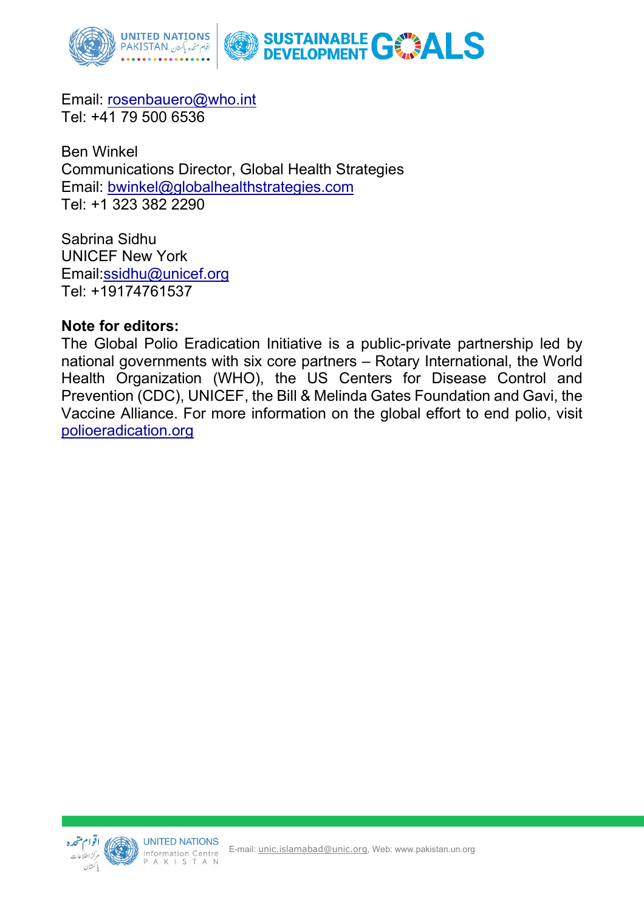Email: rosenbauero@who.int
Tel: +41 79 500 6536

Ben Winkel
Communications Director, Global Health Strategies
Email: bwinkel@globalhealthstrategies.com
Tel: +1 323 382 2290

Sabrina Sidhu
UNICEF New York
Email:ssidhu@unicef.org
Tel: +19174761537

**Note for editors:**
The Global Polio Eradication Initiative is a public-private partnership led by national governments with six core partners – Rotary International, the World Health Organization (WHO), the US Centers for Disease Control and Prevention (CDC), UNICEF, the Bill & Melinda Gates Foundation and Gavi, the Vaccine Alliance. For more information on the global effort to end polio, visit polioeradication.org